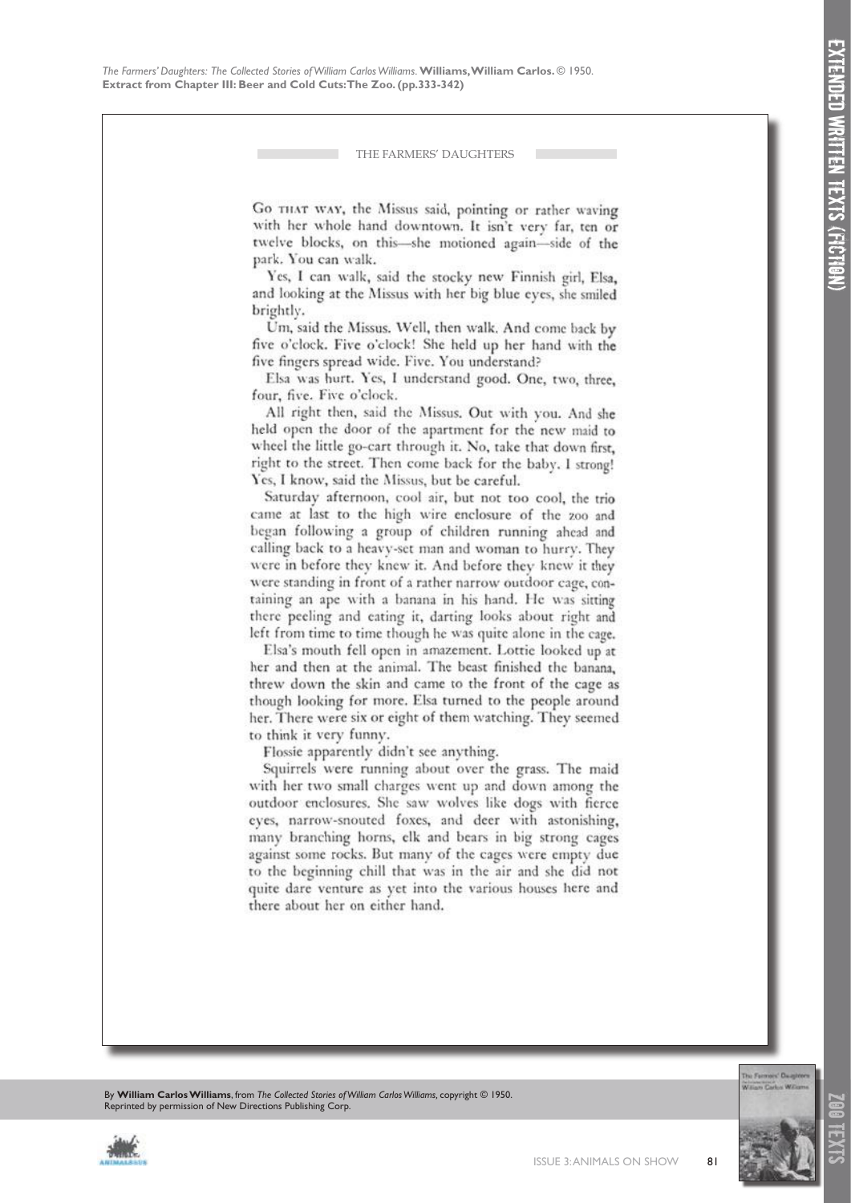*The Farmers' Daughters: The Collected Stories of William Carlos Williams.* **Williams, William Carlos.** © 1950.
**Extract from Chapter III: Beer and Cold Cuts: The Zoo. (pp.333-342)**

THE FARMERS' DAUGHTERS

GO THAT WAY, the Missus said, pointing or rather waving with her whole hand downtown. It isn't very far, ten or twelve blocks, on this—she motioned again—side of the park. You can walk.

Yes, I can walk, said the stocky new Finnish girl, Elsa, and looking at the Missus with her big blue eyes, she smiled brightly.

Um, said the Missus. Well, then walk. And come back by five o'clock. Five o'clock! She held up her hand with the five fingers spread wide. Five. You understand?

Elsa was hurt. Yes, I understand good. One, two, three, four, five. Five o'clock.

All right then, said the Missus. Out with you. And she held open the door of the apartment for the new maid to wheel the little go-cart through it. No, take that down first, right to the street. Then come back for the baby. I strong! Yes, I know, said the Missus, but be careful.

Saturday afternoon, cool air, but not too cool, the trio came at last to the high wire enclosure of the zoo and began following a group of children running ahead and calling back to a heavy-set man and woman to hurry. They were in before they knew it. And before they knew it they were standing in front of a rather narrow outdoor cage, containing an ape with a banana in his hand. He was sitting there peeling and eating it, darting looks about right and left from time to time though he was quite alone in the cage.

Elsa's mouth fell open in amazement. Lottie looked up at her and then at the animal. The beast finished the banana, threw down the skin and came to the front of the cage as though looking for more. Elsa turned to the people around her. There were six or eight of them watching. They seemed to think it very funny.

Flossie apparently didn't see anything.

Squirrels were running about over the grass. The maid with her two small charges went up and down among the outdoor enclosures. She saw wolves like dogs with fierce eyes, narrow-snouted foxes, and deer with astonishing, many branching horns, elk and bears in big strong cages against some rocks. But many of the cages were empty due to the beginning chill that was in the air and she did not quite dare venture as yet into the various houses here and there about her on either hand.

By **William Carlos Williams**, from *The Collected Stories of William Carlos Williams*, copyright © 1950.
Reprinted by permission of New Directions Publishing Corp.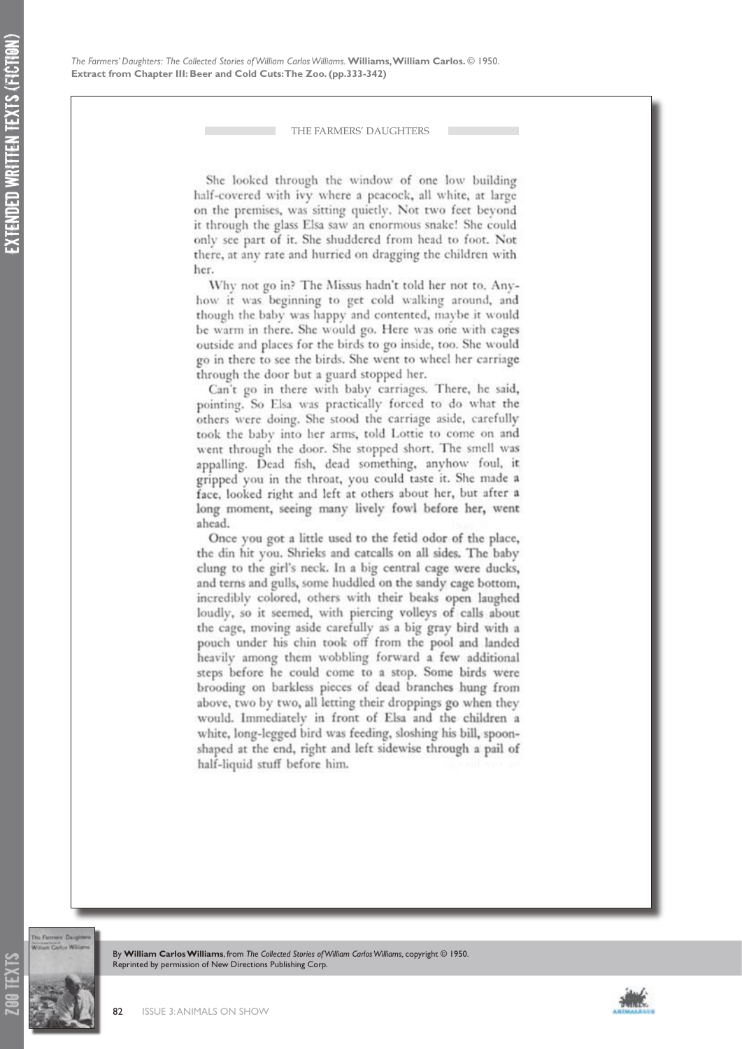*The Farmers' Daughters: The Collected Stories of William Carlos Williams*. **Williams, William Carlos.** © 1950.
**Extract from Chapter III: Beer and Cold Cuts: The Zoo. (pp.333-342)**

THE FARMERS' DAUGHTERS

She looked through the window of one low building half-covered with ivy where a peacock, all white, at large on the premises, was sitting quietly. Not two feet beyond it through the glass Elsa saw an enormous snake! She could only see part of it. She shuddered from head to foot. Not there, at any rate and hurried on dragging the children with her.

Why not go in? The Missus hadn't told her not to. Anyhow it was beginning to get cold walking around, and though the baby was happy and contented, maybe it would be warm in there. She would go. Here was one with cages outside and places for the birds to go inside, too. She would go in there to see the birds. She went to wheel her carriage through the door but a guard stopped her.

Can't go in there with baby carriages. There, he said, pointing. So Elsa was practically forced to do what the others were doing. She stood the carriage aside, carefully took the baby into her arms, told Lottie to come on and went through the door. She stopped short. The smell was appalling. Dead fish, dead something, anyhow foul, it gripped you in the throat, you could taste it. She made a face, looked right and left at others about her, but after a long moment, seeing many lively fowl before her, went ahead.

Once you got a little used to the fetid odor of the place, the din hit you. Shrieks and catcalls on all sides. The baby clung to the girl's neck. In a big central cage were ducks, and terns and gulls, some huddled on the sandy cage bottom, incredibly colored, others with their beaks open laughed loudly, so it seemed, with piercing volleys of calls about the cage, moving aside carefully as a big gray bird with a pouch under his chin took off from the pool and landed heavily among them wobbling forward a few additional steps before he could come to a stop. Some birds were brooding on barkless pieces of dead branches hung from above, two by two, all letting their droppings go when they would. Immediately in front of Elsa and the children a white, long-legged bird was feeding, sloshing his bill, spoon-shaped at the end, right and left sidewise through a pail of half-liquid stuff before him.

By **William Carlos Williams**, from *The Collected Stories of William Carlos Williams*, copyright © 1950.
Reprinted by permission of New Directions Publishing Corp.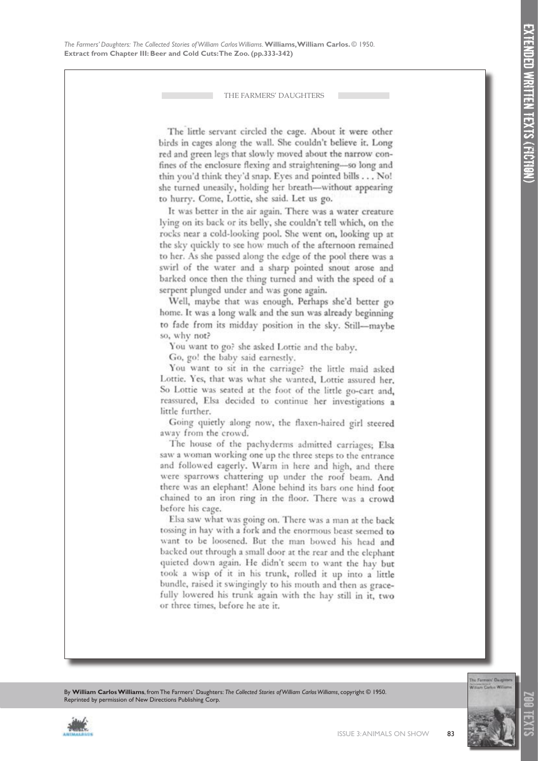*The Farmers' Daughters: The Collected Stories of William Carlos Williams.* **Williams, William Carlos.** © 1950.
**Extract from Chapter III: Beer and Cold Cuts: The Zoo. (pp.333-342)**

THE FARMERS' DAUGHTERS

The little servant circled the cage. About it were other birds in cages along the wall. She couldn't believe it. Long red and green legs that slowly moved about the narrow confines of the enclosure flexing and straightening—so long and thin you'd think they'd snap. Eyes and pointed bills . . . No! she turned uneasily, holding her breath—without appearing to hurry. Come, Lottie, she said. Let us go.

It was better in the air again. There was a water creature lying on its back or its belly, she couldn't tell which, on the rocks near a cold-looking pool. She went on, looking up at the sky quickly to see how much of the afternoon remained to her. As she passed along the edge of the pool there was a swirl of the water and a sharp pointed snout arose and barked once then the thing turned and with the speed of a serpent plunged under and was gone again.

Well, maybe that was enough. Perhaps she'd better go home. It was a long walk and the sun was already beginning to fade from its midday position in the sky. Still—maybe so, why not?

You want to go? she asked Lottie and the baby.

Go, go! the baby said earnestly.

You want to sit in the carriage? the little maid asked Lottie. Yes, that was what she wanted, Lottie assured her. So Lottie was seated at the foot of the little go-cart and, reassured, Elsa decided to continue her investigations a little further.

Going quietly along now, the flaxen-haired girl steered away from the crowd.

The house of the pachyderms admitted carriages; Elsa saw a woman working one up the three steps to the entrance and followed eagerly. Warm in here and high, and there were sparrows chattering up under the roof beam. And there was an elephant! Alone behind its bars one hind foot chained to an iron ring in the floor. There was a crowd before his cage.

Elsa saw what was going on. There was a man at the back tossing in hay with a fork and the enormous beast seemed to want to be loosened. But the man bowed his head and backed out through a small door at the rear and the elephant quieted down again. He didn't seem to want the hay but took a wisp of it in his trunk, rolled it up into a little bundle, raised it swingingly to his mouth and then as gracefully lowered his trunk again with the hay still in it, two or three times, before he ate it.

By **William Carlos Williams**, from The Farmers' Daughters: *The Collected Stories of William Carlos Williams*, copyright © 1950. Reprinted by permission of New Directions Publishing Corp.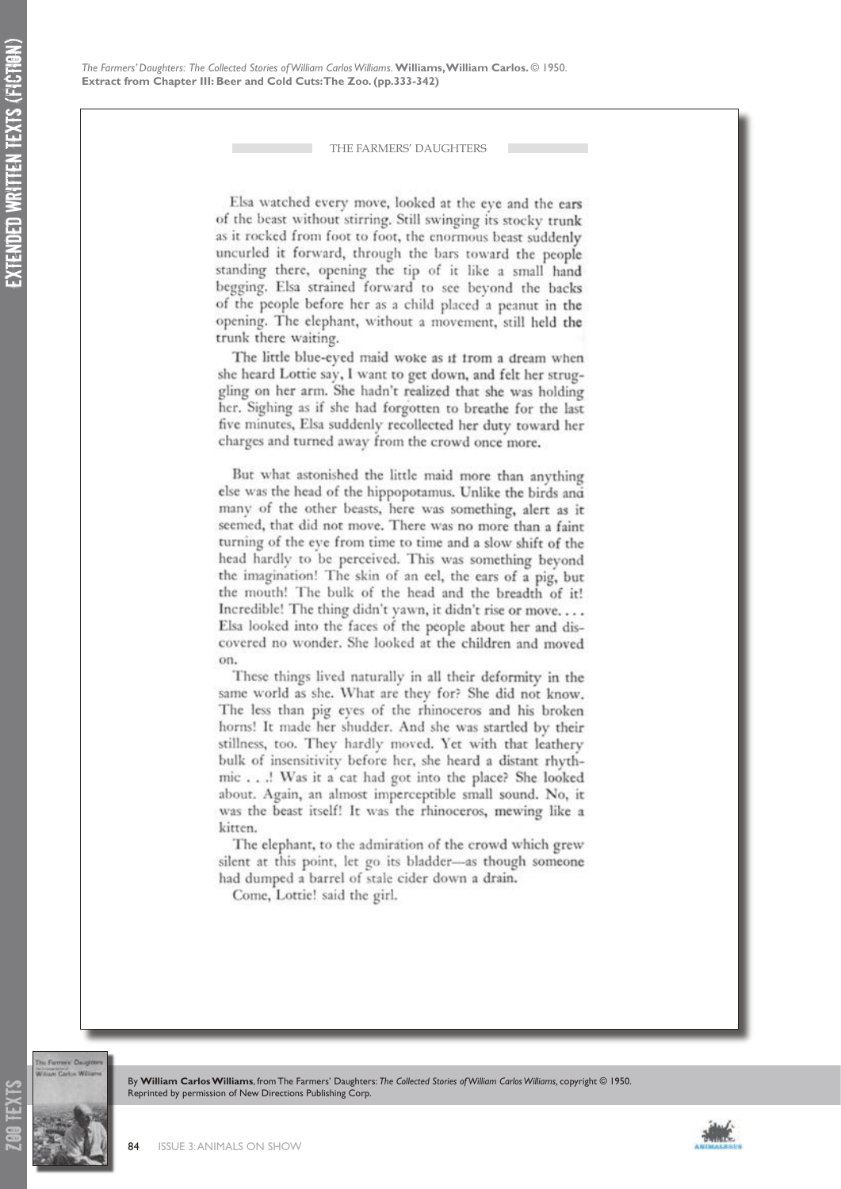*The Farmers' Daughters: The Collected Stories of William Carlos Williams.* **Williams, William Carlos.** © 1950.
**Extract from Chapter III: Beer and Cold Cuts: The Zoo. (pp.333-342)**

THE FARMERS' DAUGHTERS

Elsa watched every move, looked at the eye and the ears of the beast without stirring. Still swinging its stocky trunk as it rocked from foot to foot, the enormous beast suddenly uncurled it forward, through the bars toward the people standing there, opening the tip of it like a small hand begging. Elsa strained forward to see beyond the backs of the people before her as a child placed a peanut in the opening. The elephant, without a movement, still held the trunk there waiting.

The little blue-eyed maid woke as if from a dream when she heard Lottie say, I want to get down, and felt her struggling on her arm. She hadn't realized that she was holding her. Sighing as if she had forgotten to breathe for the last five minutes, Elsa suddenly recollected her duty toward her charges and turned away from the crowd once more.

But what astonished the little maid more than anything else was the head of the hippopotamus. Unlike the birds and many of the other beasts, here was something, alert as it seemed, that did not move. There was no more than a faint turning of the eye from time to time and a slow shift of the head hardly to be perceived. This was something beyond the imagination! The skin of an eel, the ears of a pig, but the mouth! The bulk of the head and the breadth of it! Incredible! The thing didn't yawn, it didn't rise or move. . . . Elsa looked into the faces of the people about her and discovered no wonder. She looked at the children and moved on.

These things lived naturally in all their deformity in the same world as she. What are they for? She did not know. The less than pig eyes of the rhinoceros and his broken horns! It made her shudder. And she was startled by their stillness, too. They hardly moved. Yet with that leathery bulk of insensitivity before her, she heard a distant rhythmic . . .! Was it a cat had got into the place? She looked about. Again, an almost imperceptible small sound. No, it was the beast itself! It was the rhinoceros, mewing like a kitten.

The elephant, to the admiration of the crowd which grew silent at this point, let go its bladder—as though someone had dumped a barrel of stale cider down a drain.

Come, Lottie! said the girl.

By **William Carlos Williams**, from The Farmers' Daughters: *The Collected Stories of William Carlos Williams*, copyright © 1950. Reprinted by permission of New Directions Publishing Corp.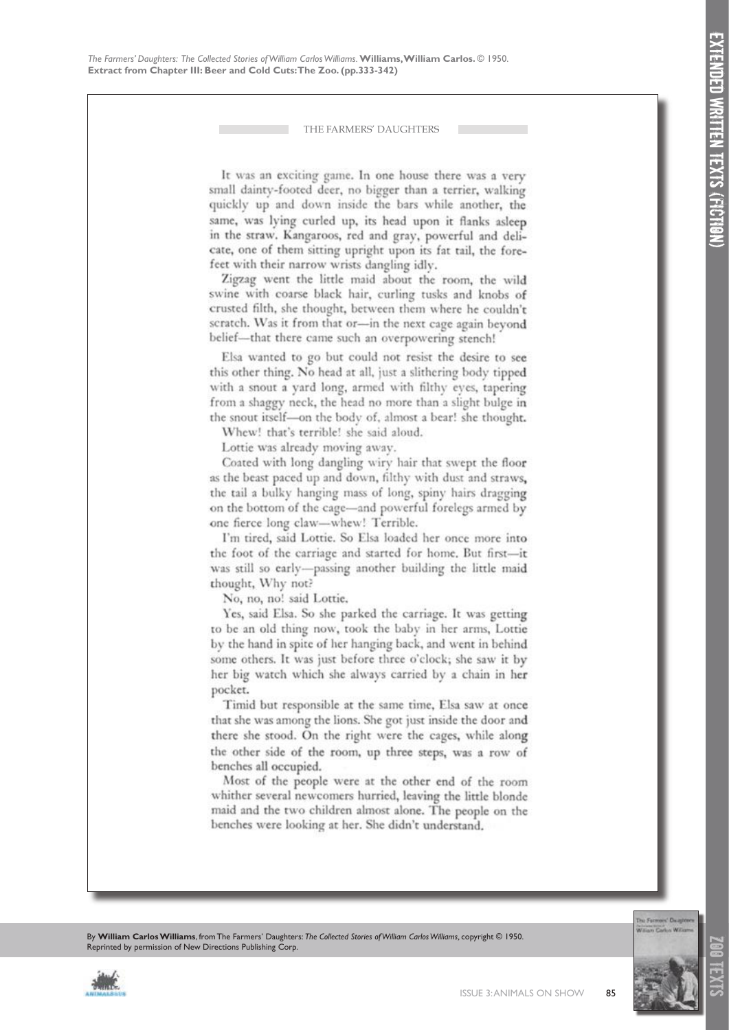*The Farmers' Daughters: The Collected Stories of William Carlos Williams.* **Williams, William Carlos.** © 1950.
**Extract from Chapter III: Beer and Cold Cuts: The Zoo. (pp.333-342)**

THE FARMERS' DAUGHTERS

It was an exciting game. In one house there was a very small dainty-footed deer, no bigger than a terrier, walking quickly up and down inside the bars while another, the same, was lying curled up, its head upon it flanks asleep in the straw. Kangaroos, red and gray, powerful and delicate, one of them sitting upright upon its fat tail, the fore-feet with their narrow wrists dangling idly.

Zigzag went the little maid about the room, the wild swine with coarse black hair, curling tusks and knobs of crusted filth, she thought, between them where he couldn't scratch. Was it from that or—in the next cage again beyond belief—that there came such an overpowering stench!

Elsa wanted to go but could not resist the desire to see this other thing. No head at all, just a slithering body tipped with a snout a yard long, armed with filthy eyes, tapering from a shaggy neck, the head no more than a slight bulge in the snout itself—on the body of, almost a bear! she thought.

Whew! that's terrible! she said aloud.

Lottie was already moving away.

Coated with long dangling wiry hair that swept the floor as the beast paced up and down, filthy with dust and straws, the tail a bulky hanging mass of long, spiny hairs dragging on the bottom of the cage—and powerful forelegs armed by one fierce long claw—whew! Terrible.

I'm tired, said Lottie. So Elsa loaded her once more into the foot of the carriage and started for home. But first—it was still so early—passing another building the little maid thought, Why not?

No, no, no! said Lottie.

Yes, said Elsa. So she parked the carriage. It was getting to be an old thing now, took the baby in her arms, Lottie by the hand in spite of her hanging back, and went in behind some others. It was just before three o'clock; she saw it by her big watch which she always carried by a chain in her pocket.

Timid but responsible at the same time, Elsa saw at once that she was among the lions. She got just inside the door and there she stood. On the right were the cages, while along the other side of the room, up three steps, was a row of benches all occupied.

Most of the people were at the other end of the room whither several newcomers hurried, leaving the little blonde maid and the two children almost alone. The people on the benches were looking at her. She didn't understand.

By **William Carlos Williams**, from The Farmers' Daughters: *The Collected Stories of William Carlos Williams*, copyright © 1950. Reprinted by permission of New Directions Publishing Corp.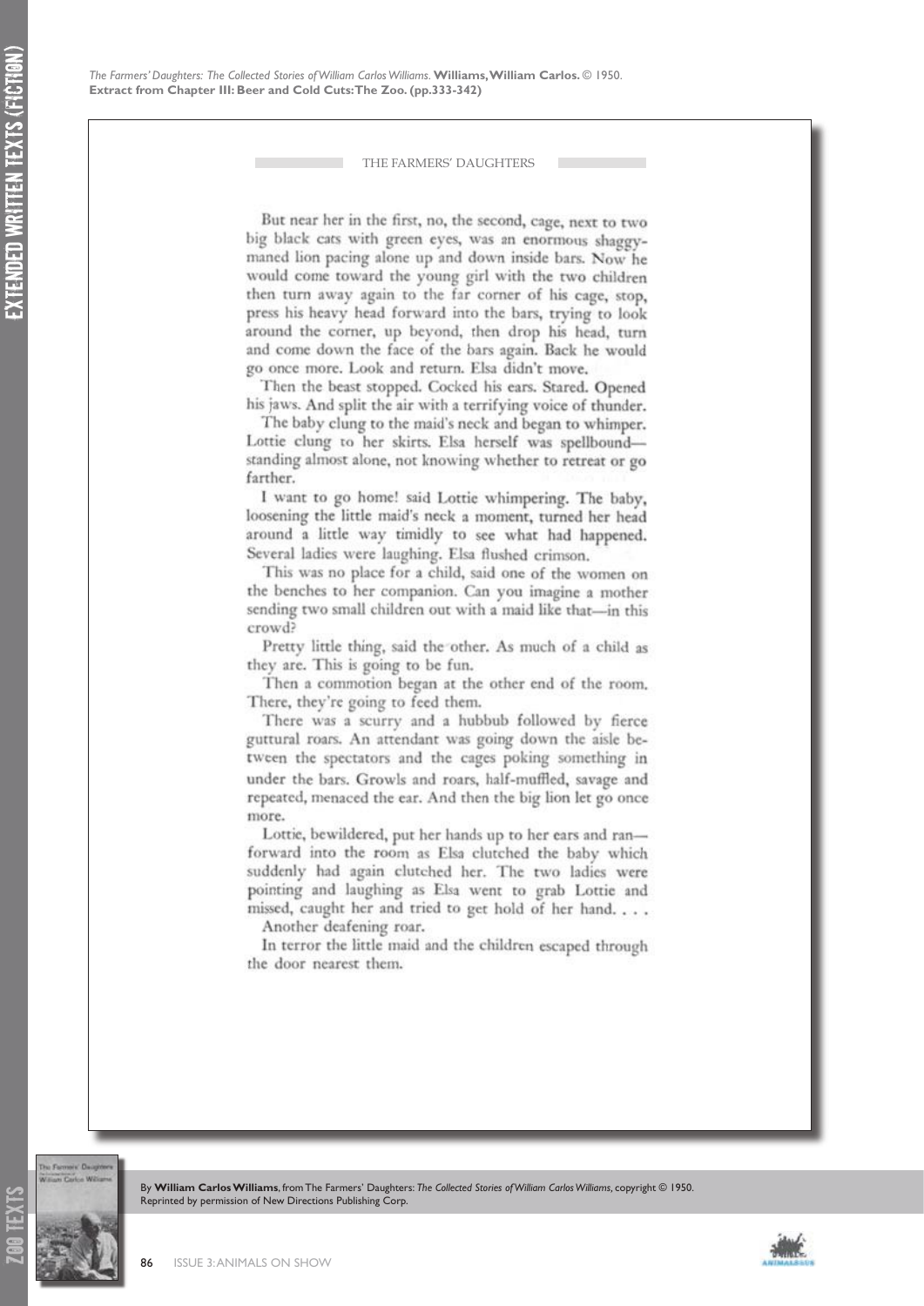*The Farmers' Daughters: The Collected Stories of William Carlos Williams*. **Williams, William Carlos.** © 1950.
**Extract from Chapter III: Beer and Cold Cuts: The Zoo. (pp.333-342)**

THE FARMERS' DAUGHTERS

But near her in the first, no, the second, cage, next to two big black cats with green eyes, was an enormous shaggy-maned lion pacing alone up and down inside bars. Now he would come toward the young girl with the two children then turn away again to the far corner of his cage, stop, press his heavy head forward into the bars, trying to look around the corner, up beyond, then drop his head, turn and come down the face of the bars again. Back he would go once more. Look and return. Elsa didn't move.

Then the beast stopped. Cocked his ears. Stared. Opened his jaws. And split the air with a terrifying voice of thunder.

The baby clung to the maid's neck and began to whimper. Lottie clung to her skirts. Elsa herself was spellbound—standing almost alone, not knowing whether to retreat or go farther.

I want to go home! said Lottie whimpering. The baby, loosening the little maid's neck a moment, turned her head around a little way timidly to see what had happened. Several ladies were laughing. Elsa flushed crimson.

This was no place for a child, said one of the women on the benches to her companion. Can you imagine a mother sending two small children out with a maid like that—in this crowd?

Pretty little thing, said the other. As much of a child as they are. This is going to be fun.

Then a commotion began at the other end of the room. There, they're going to feed them.

There was a scurry and a hubbub followed by fierce guttural roars. An attendant was going down the aisle between the spectators and the cages poking something in under the bars. Growls and roars, half-muffled, savage and repeated, menaced the ear. And then the big lion let go once more.

Lottie, bewildered, put her hands up to her ears and ran—forward into the room as Elsa clutched the baby which suddenly had again clutched her. The two ladies were pointing and laughing as Elsa went to grab Lottie and missed, caught her and tried to get hold of her hand. . . .

Another deafening roar.

In terror the little maid and the children escaped through the door nearest them.

By **William Carlos Williams**, from The Farmers' Daughters: *The Collected Stories of William Carlos Williams*, copyright © 1950. Reprinted by permission of New Directions Publishing Corp.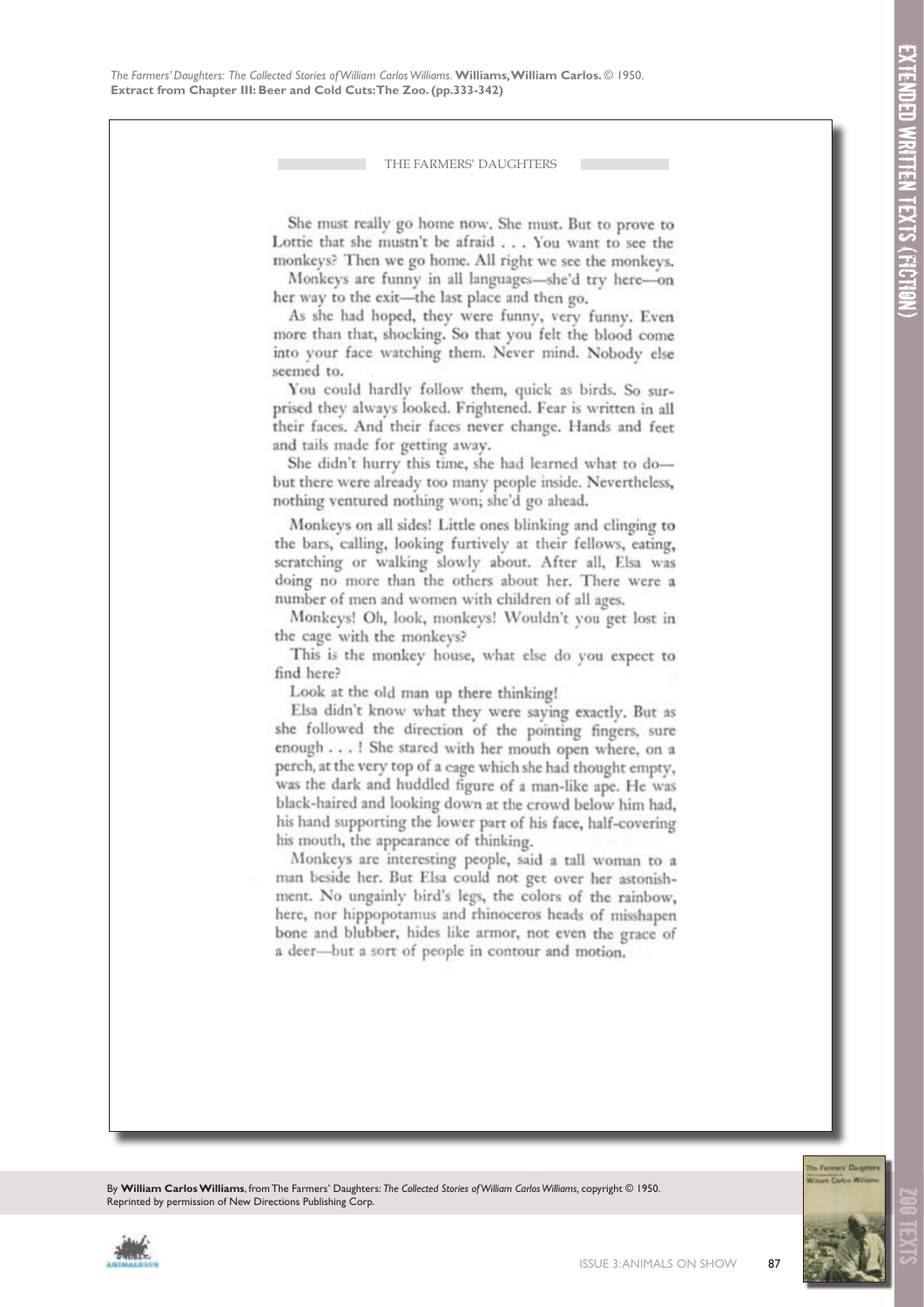*The Farmers' Daughters: The Collected Stories of William Carlos Williams.* **Williams, William Carlos.** © 1950.
**Extract from Chapter III: Beer and Cold Cuts: The Zoo. (pp.333-342)**

THE FARMERS' DAUGHTERS

She must really go home now. She must. But to prove to Lottie that she mustn't be afraid . . . You want to see the monkeys? Then we go home. All right we see the monkeys.

Monkeys are funny in all languages—she'd try here—on her way to the exit—the last place and then go.

As she had hoped, they were funny, very funny. Even more than that, shocking. So that you felt the blood come into your face watching them. Never mind. Nobody else seemed to.

You could hardly follow them, quick as birds. So surprised they always looked. Frightened. Fear is written in all their faces. And their faces never change. Hands and feet and tails made for getting away.

She didn't hurry this time, she had learned what to do—but there were already too many people inside. Nevertheless, nothing ventured nothing won; she'd go ahead.

Monkeys on all sides! Little ones blinking and clinging to the bars, calling, looking furtively at their fellows, eating, scratching or walking slowly about. After all, Elsa was doing no more than the others about her. There were a number of men and women with children of all ages.

Monkeys! Oh, look, monkeys! Wouldn't you get lost in the cage with the monkeys?

This is the monkey house, what else do you expect to find here?

Look at the old man up there thinking!

Elsa didn't know what they were saying exactly. But as she followed the direction of the pointing fingers, sure enough . . . ! She stared with her mouth open where, on a perch, at the very top of a cage which she had thought empty, was the dark and huddled figure of a man-like ape. He was black-haired and looking down at the crowd below him had, his hand supporting the lower part of his face, half-covering his mouth, the appearance of thinking.

Monkeys are interesting people, said a tall woman to a man beside her. But Elsa could not get over her astonishment. No ungainly bird's legs, the colors of the rainbow, here, nor hippopotamus and rhinoceros heads of misshapen bone and blubber, hides like armor, not even the grace of a deer—but a sort of people in contour and motion.

By **William Carlos Williams**, from The Farmers' Daughters: *The Collected Stories of William Carlos Williams*, copyright © 1950. Reprinted by permission of New Directions Publishing Corp.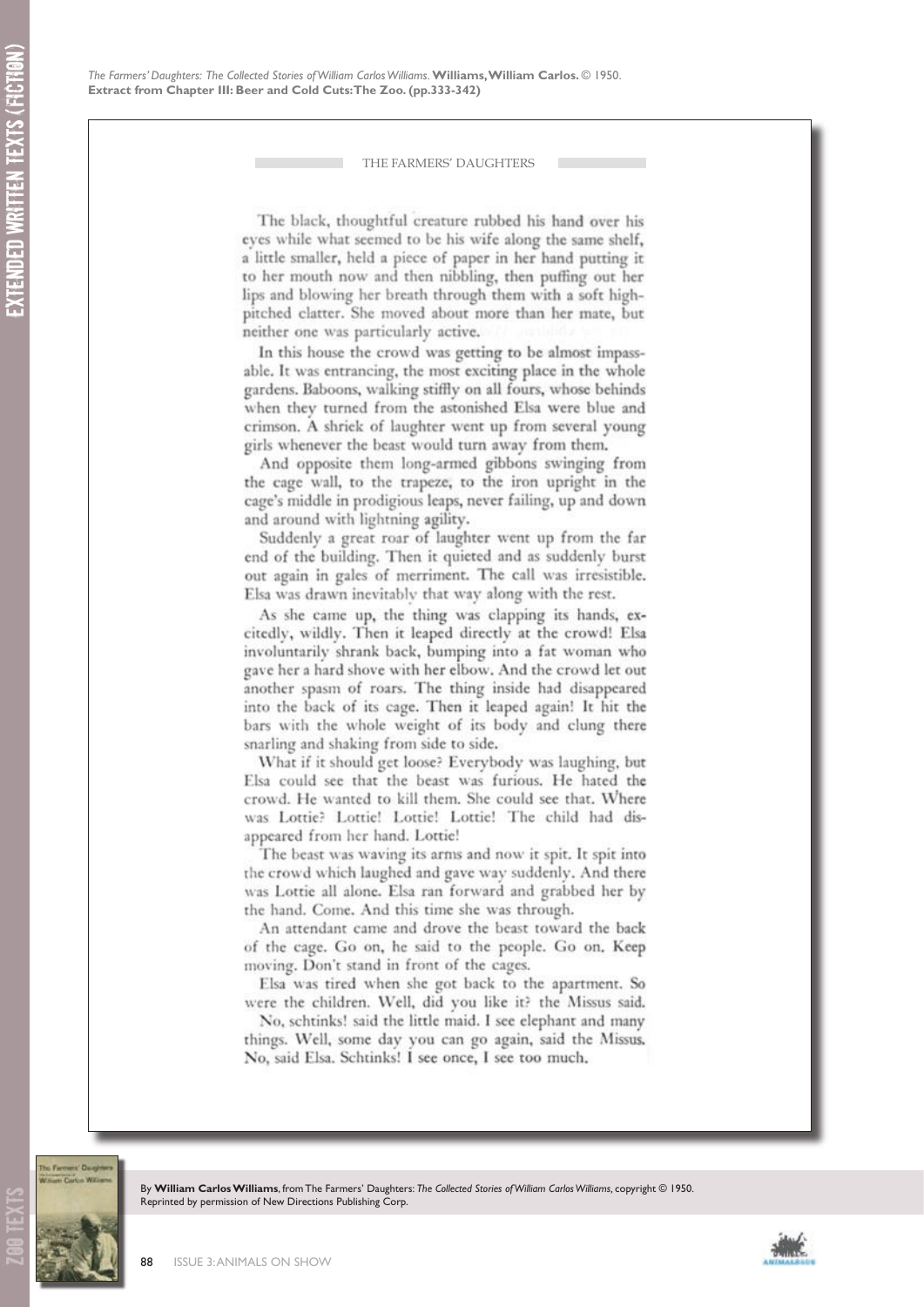*The Farmers' Daughters: The Collected Stories of William Carlos Williams*. **Williams, William Carlos.** © 1950.
**Extract from Chapter III: Beer and Cold Cuts: The Zoo. (pp.333-342)**

THE FARMERS' DAUGHTERS

The black, thoughtful creature rubbed his hand over his eyes while what seemed to be his wife along the same shelf, a little smaller, held a piece of paper in her hand putting it to her mouth now and then nibbling, then puffing out her lips and blowing her breath through them with a soft high-pitched clatter. She moved about more than her mate, but neither one was particularly active.

In this house the crowd was getting to be almost impassable. It was entrancing, the most exciting place in the whole gardens. Baboons, walking stiffly on all fours, whose behinds when they turned from the astonished Elsa were blue and crimson. A shriek of laughter went up from several young girls whenever the beast would turn away from them.

And opposite them long-armed gibbons swinging from the cage wall, to the trapeze, to the iron upright in the cage's middle in prodigious leaps, never failing, up and down and around with lightning agility.

Suddenly a great roar of laughter went up from the far end of the building. Then it quieted and as suddenly burst out again in gales of merriment. The call was irresistible. Elsa was drawn inevitably that way along with the rest.

As she came up, the thing was clapping its hands, excitedly, wildly. Then it leaped directly at the crowd! Elsa involuntarily shrank back, bumping into a fat woman who gave her a hard shove with her elbow. And the crowd let out another spasm of roars. The thing inside had disappeared into the back of its cage. Then it leaped again! It hit the bars with the whole weight of its body and clung there snarling and shaking from side to side.

What if it should get loose? Everybody was laughing, but Elsa could see that the beast was furious. He hated the crowd. He wanted to kill them. She could see that. Where was Lottie? Lottie! Lottie! Lottie! The child had disappeared from her hand. Lottie!

The beast was waving its arms and now it spit. It spit into the crowd which laughed and gave way suddenly. And there was Lottie all alone. Elsa ran forward and grabbed her by the hand. Come. And this time she was through.

An attendant came and drove the beast toward the back of the cage. Go on, he said to the people. Go on. Keep moving. Don't stand in front of the cages.

Elsa was tired when she got back to the apartment. So were the children. Well, did you like it? the Missus said.

No, schtinks! said the little maid. I see elephant and many things. Well, some day you can go again, said the Missus. No, said Elsa. Schtinks! I see once, I see too much.

By **William Carlos Williams**, from The Farmers' Daughters: *The Collected Stories of William Carlos Williams*, copyright © 1950. Reprinted by permission of New Directions Publishing Corp.